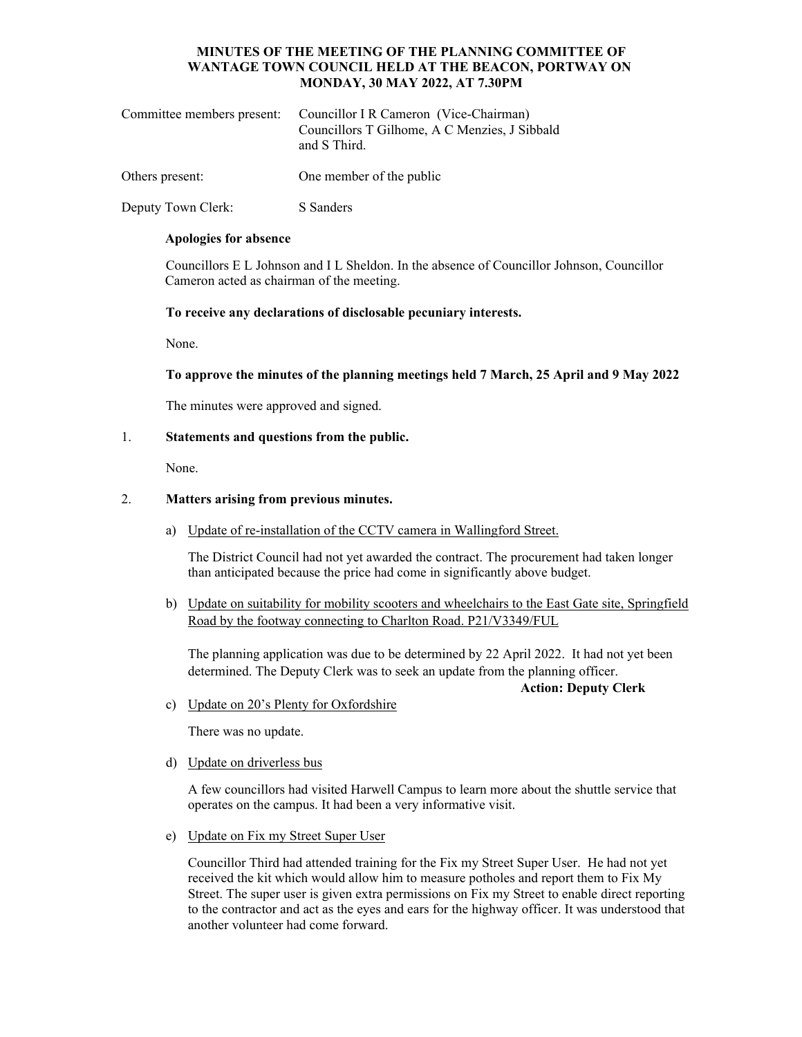**MINUTES OF THE MEETING OF THE PLANNING COMMITTEE OF WANTAGE TOWN COUNCIL HELD AT THE BEACON, PORTWAY ON MONDAY, 30 MAY 2022, AT 7.30PM**

Committee members present: Councillor I R Cameron (Vice-Chairman)
Councillors T Gilhome, A C Menzies, J Sibbald and S Third.

Others present: One member of the public

Deputy Town Clerk: S Sanders

**Apologies for absence**

Councillors E L Johnson and I L Sheldon. In the absence of Councillor Johnson, Councillor Cameron acted as chairman of the meeting.

**To receive any declarations of disclosable pecuniary interests.**

None.

**To approve the minutes of the planning meetings held 7 March, 25 April and 9 May 2022**

The minutes were approved and signed.

1. **Statements and questions from the public.**

   None.

2. **Matters arising from previous minutes.**

   a) Update of re-installation of the CCTV camera in Wallingford Street.

      The District Council had not yet awarded the contract. The procurement had taken longer than anticipated because the price had come in significantly above budget.

   b) Update on suitability for mobility scooters and wheelchairs to the East Gate site, Springfield Road by the footway connecting to Charlton Road. P21/V3349/FUL

      The planning application was due to be determined by 22 April 2022. It had not yet been determined. The Deputy Clerk was to seek an update from the planning officer.

      **Action: Deputy Clerk**

   c) Update on 20's Plenty for Oxfordshire

      There was no update.

   d) Update on driverless bus

      A few councillors had visited Harwell Campus to learn more about the shuttle service that operates on the campus. It had been a very informative visit.

   e) Update on Fix my Street Super User

      Councillor Third had attended training for the Fix my Street Super User. He had not yet received the kit which would allow him to measure potholes and report them to Fix My Street. The super user is given extra permissions on Fix my Street to enable direct reporting to the contractor and act as the eyes and ears for the highway officer. It was understood that another volunteer had come forward.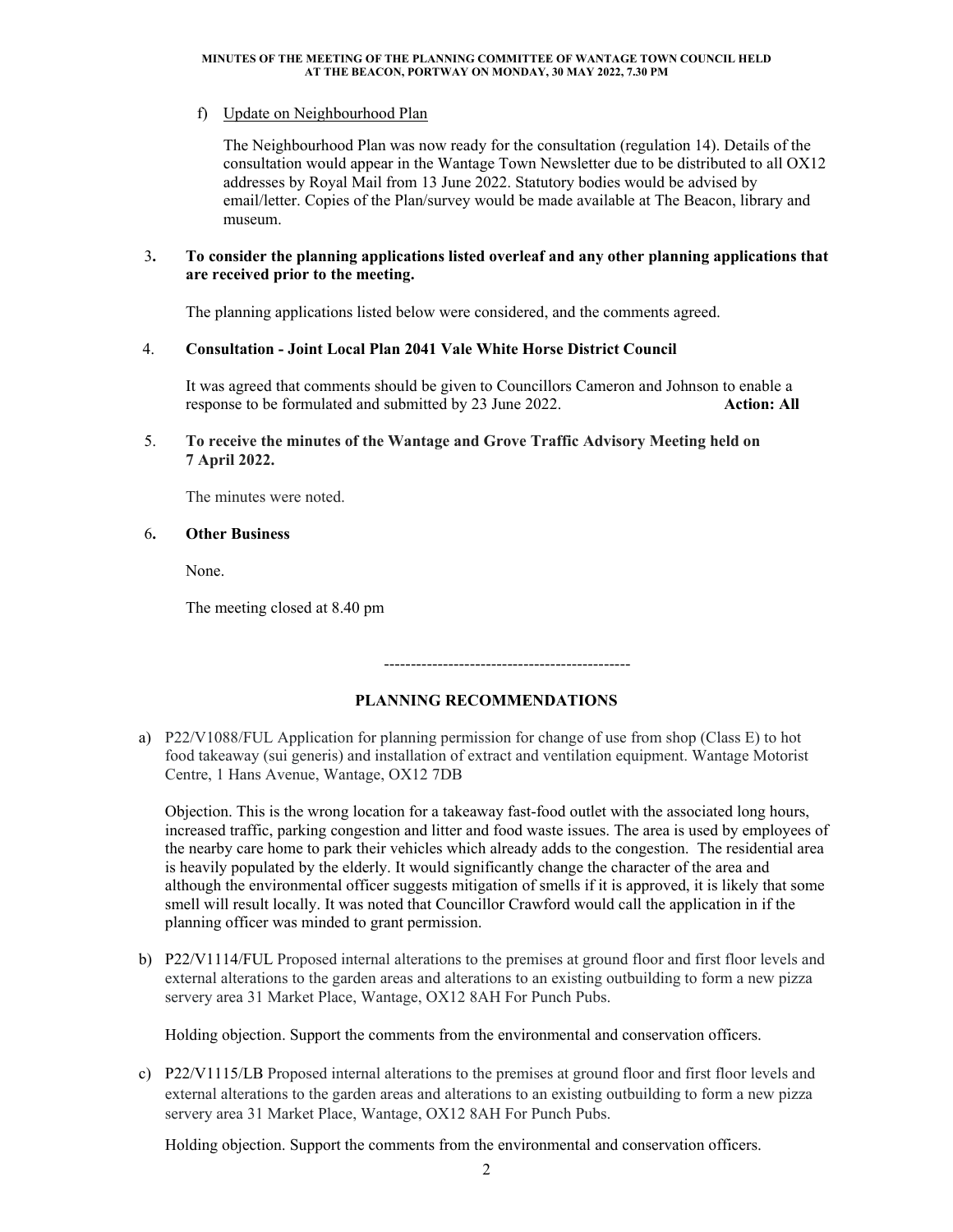f) Update on Neighbourhood Plan

   The Neighbourhood Plan was now ready for the consultation (regulation 14). Details of the consultation would appear in the Wantage Town Newsletter due to be distributed to all OX12 addresses by Royal Mail from 13 June 2022. Statutory bodies would be advised by email/letter. Copies of the Plan/survey would be made available at The Beacon, library and museum.

3. **To consider the planning applications listed overleaf and any other planning applications that are received prior to the meeting.**

   The planning applications listed below were considered, and the comments agreed.

4. **Consultation - Joint Local Plan 2041 Vale White Horse District Council**

   It was agreed that comments should be given to Councillors Cameron and Johnson to enable a response to be formulated and submitted by 23 June 2022. **Action: All**

5. **To receive the minutes of the Wantage and Grove Traffic Advisory Meeting held on 7 April 2022.**

   The minutes were noted.

6. **Other Business**

   None.

   The meeting closed at 8.40 pm

----------------------------------------------

## PLANNING RECOMMENDATIONS

a) P22/V1088/FUL Application for planning permission for change of use from shop (Class E) to hot food takeaway (sui generis) and installation of extract and ventilation equipment. Wantage Motorist Centre, 1 Hans Avenue, Wantage, OX12 7DB

   Objection. This is the wrong location for a takeaway fast-food outlet with the associated long hours, increased traffic, parking congestion and litter and food waste issues. The area is used by employees of the nearby care home to park their vehicles which already adds to the congestion. The residential area is heavily populated by the elderly. It would significantly change the character of the area and although the environmental officer suggests mitigation of smells if it is approved, it is likely that some smell will result locally. It was noted that Councillor Crawford would call the application in if the planning officer was minded to grant permission.

b) P22/V1114/FUL Proposed internal alterations to the premises at ground floor and first floor levels and external alterations to the garden areas and alterations to an existing outbuilding to form a new pizza servery area 31 Market Place, Wantage, OX12 8AH For Punch Pubs.

   Holding objection. Support the comments from the environmental and conservation officers.

c) P22/V1115/LB Proposed internal alterations to the premises at ground floor and first floor levels and external alterations to the garden areas and alterations to an existing outbuilding to form a new pizza servery area 31 Market Place, Wantage, OX12 8AH For Punch Pubs.

   Holding objection. Support the comments from the environmental and conservation officers.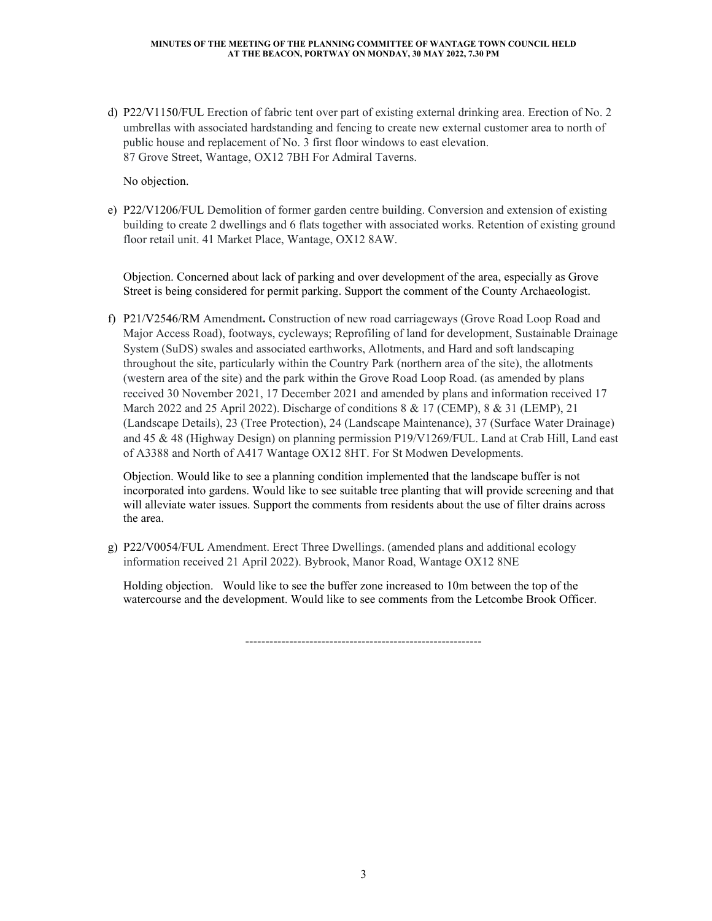d) P22/V1150/FUL Erection of fabric tent over part of existing external drinking area. Erection of No. 2 umbrellas with associated hardstanding and fencing to create new external customer area to north of public house and replacement of No. 3 first floor windows to east elevation.
87 Grove Street, Wantage, OX12 7BH For Admiral Taverns.

   No objection.

e) P22/V1206/FUL Demolition of former garden centre building. Conversion and extension of existing building to create 2 dwellings and 6 flats together with associated works. Retention of existing ground floor retail unit. 41 Market Place, Wantage, OX12 8AW.

   Objection. Concerned about lack of parking and over development of the area, especially as Grove Street is being considered for permit parking. Support the comment of the County Archaeologist.

f) P21/V2546/RM Amendment**.** Construction of new road carriageways (Grove Road Loop Road and Major Access Road), footways, cycleways; Reprofiling of land for development, Sustainable Drainage System (SuDS) swales and associated earthworks, Allotments, and Hard and soft landscaping throughout the site, particularly within the Country Park (northern area of the site), the allotments (western area of the site) and the park within the Grove Road Loop Road. (as amended by plans received 30 November 2021, 17 December 2021 and amended by plans and information received 17 March 2022 and 25 April 2022). Discharge of conditions 8 & 17 (CEMP), 8 & 31 (LEMP), 21 (Landscape Details), 23 (Tree Protection), 24 (Landscape Maintenance), 37 (Surface Water Drainage) and 45 & 48 (Highway Design) on planning permission P19/V1269/FUL. Land at Crab Hill, Land east of A3388 and North of A417 Wantage OX12 8HT. For St Modwen Developments.

   Objection. Would like to see a planning condition implemented that the landscape buffer is not incorporated into gardens. Would like to see suitable tree planting that will provide screening and that will alleviate water issues. Support the comments from residents about the use of filter drains across the area.

g) P22/V0054/FUL Amendment. Erect Three Dwellings. (amended plans and additional ecology information received 21 April 2022). Bybrook, Manor Road, Wantage OX12 8NE

   Holding objection. Would like to see the buffer zone increased to 10m between the top of the watercourse and the development. Would like to see comments from the Letcombe Brook Officer.

---